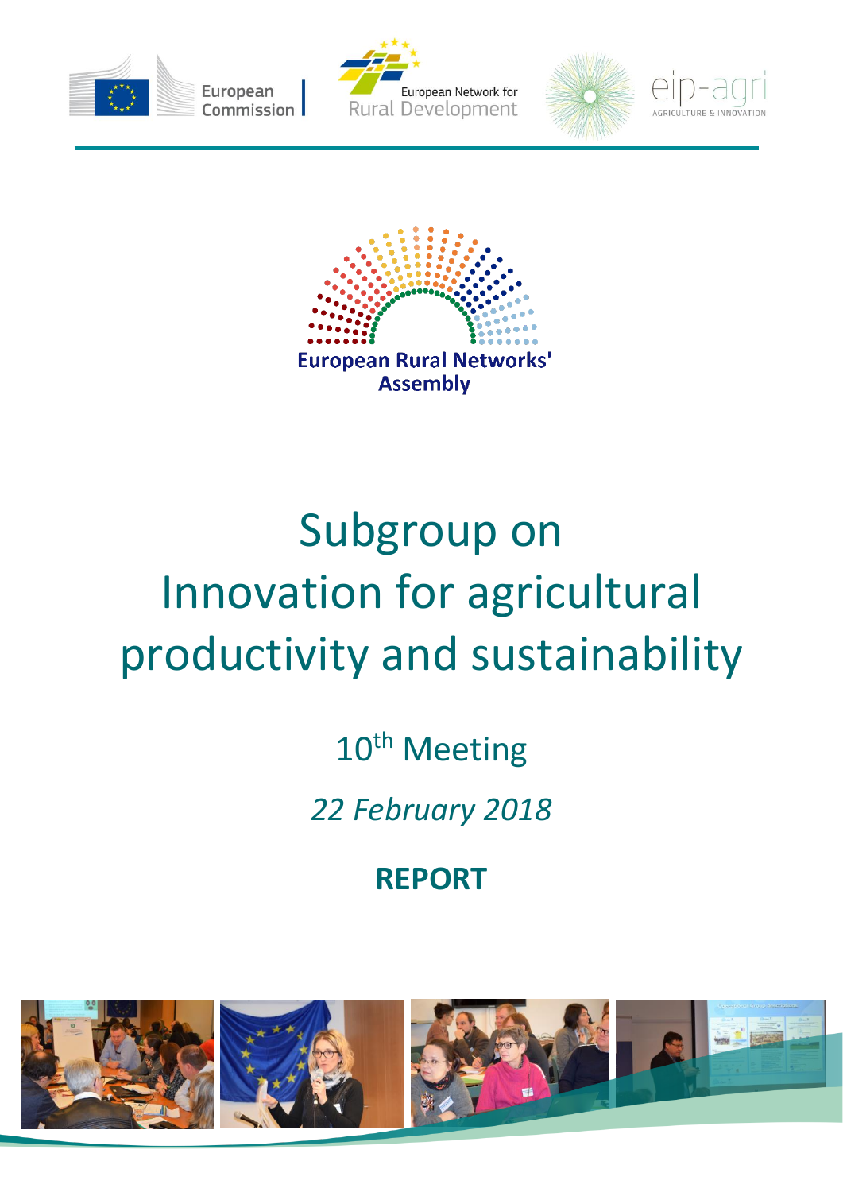European Commission | European Network for Rural Development | eip-agri AGRICULTURE & INNOVATION

European Rural Networks' Assembly

# Subgroup on Innovation for agricultural productivity and sustainability

## 10th Meeting

*22 February 2018*

**REPORT**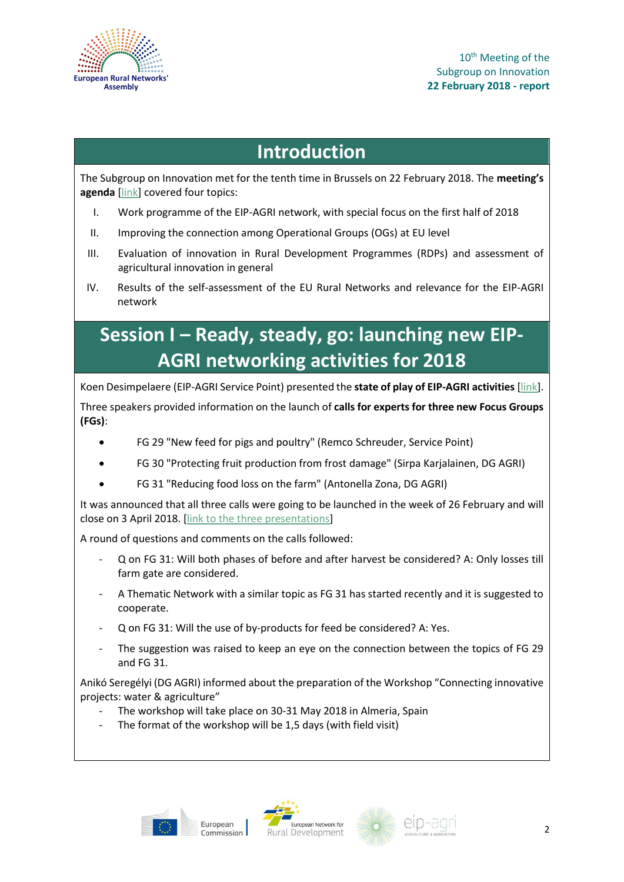## Introduction

The Subgroup on Innovation met for the tenth time in Brussels on 22 February 2018. The **meeting's agenda** [link] covered four topics:

I. Work programme of the EIP-AGRI network, with special focus on the first half of 2018

II. Improving the connection among Operational Groups (OGs) at EU level

III. Evaluation of innovation in Rural Development Programmes (RDPs) and assessment of agricultural innovation in general

IV. Results of the self-assessment of the EU Rural Networks and relevance for the EIP-AGRI network

## Session I – Ready, steady, go: launching new EIP-AGRI networking activities for 2018

Koen Desimpelaere (EIP-AGRI Service Point) presented the **state of play of EIP-AGRI activities** [link].

Three speakers provided information on the launch of **calls for experts for three new Focus Groups (FGs)**:

- FG 29 "New feed for pigs and poultry" (Remco Schreuder, Service Point)
- FG 30 "Protecting fruit production from frost damage" (Sirpa Karjalainen, DG AGRI)
- FG 31 "Reducing food loss on the farm" (Antonella Zona, DG AGRI)

It was announced that all three calls were going to be launched in the week of 26 February and will close on 3 April 2018. [link to the three presentations]

A round of questions and comments on the calls followed:

- Q on FG 31: Will both phases of before and after harvest be considered? A: Only losses till farm gate are considered.
- A Thematic Network with a similar topic as FG 31 has started recently and it is suggested to cooperate.
- Q on FG 31: Will the use of by-products for feed be considered? A: Yes.
- The suggestion was raised to keep an eye on the connection between the topics of FG 29 and FG 31.

Anikó Seregélyi (DG AGRI) informed about the preparation of the Workshop "Connecting innovative projects: water & agriculture"

- The workshop will take place on 30-31 May 2018 in Almeria, Spain
- The format of the workshop will be 1,5 days (with field visit)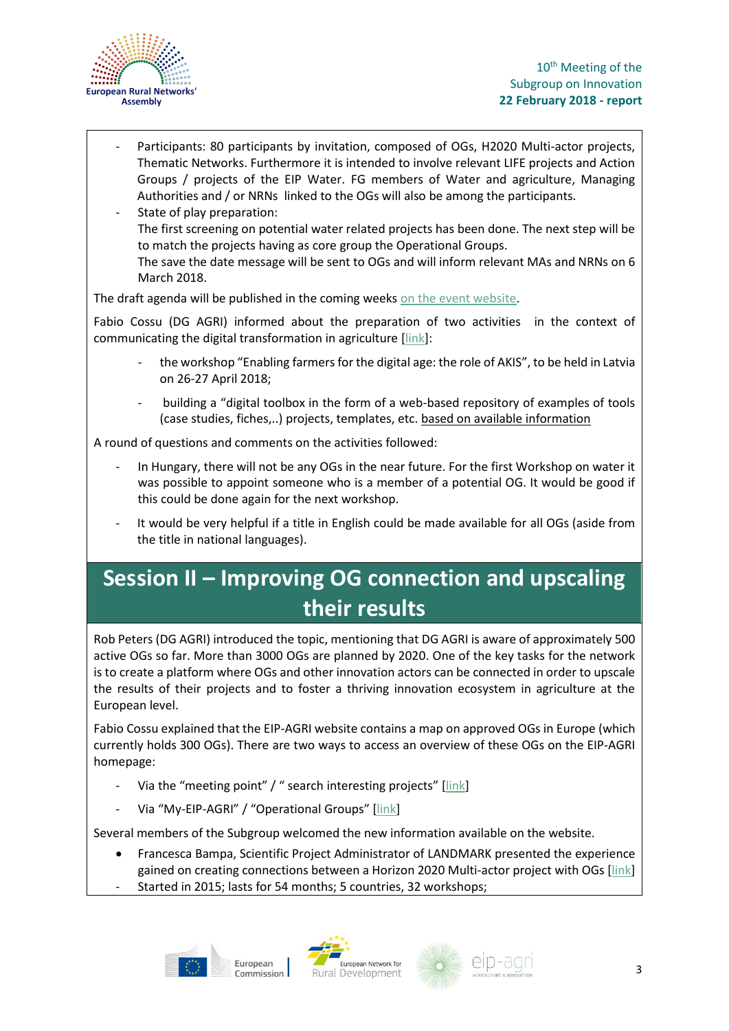- Participants: 80 participants by invitation, composed of OGs, H2020 Multi-actor projects, Thematic Networks. Furthermore it is intended to involve relevant LIFE projects and Action Groups / projects of the EIP Water. FG members of Water and agriculture, Managing Authorities and / or NRNs linked to the OGs will also be among the participants.
- State of play preparation:
  The first screening on potential water related projects has been done. The next step will be to match the projects having as core group the Operational Groups.
  The save the date message will be sent to OGs and will inform relevant MAs and NRNs on 6 March 2018.

The draft agenda will be published in the coming weeks on the event website.

Fabio Cossu (DG AGRI) informed about the preparation of two activities in the context of communicating the digital transformation in agriculture [link]:

- the workshop "Enabling farmers for the digital age: the role of AKIS", to be held in Latvia on 26-27 April 2018;
- building a "digital toolbox in the form of a web-based repository of examples of tools (case studies, fiches,..) projects, templates, etc. based on available information

A round of questions and comments on the activities followed:

- In Hungary, there will not be any OGs in the near future. For the first Workshop on water it was possible to appoint someone who is a member of a potential OG. It would be good if this could be done again for the next workshop.
- It would be very helpful if a title in English could be made available for all OGs (aside from the title in national languages).

## Session II – Improving OG connection and upscaling their results

Rob Peters (DG AGRI) introduced the topic, mentioning that DG AGRI is aware of approximately 500 active OGs so far. More than 3000 OGs are planned by 2020. One of the key tasks for the network is to create a platform where OGs and other innovation actors can be connected in order to upscale the results of their projects and to foster a thriving innovation ecosystem in agriculture at the European level.

Fabio Cossu explained that the EIP-AGRI website contains a map on approved OGs in Europe (which currently holds 300 OGs). There are two ways to access an overview of these OGs on the EIP-AGRI homepage:

- Via the "meeting point" / " search interesting projects" [link]
- Via "My-EIP-AGRI" / "Operational Groups" [link]

Several members of the Subgroup welcomed the new information available on the website.

- Francesca Bampa, Scientific Project Administrator of LANDMARK presented the experience gained on creating connections between a Horizon 2020 Multi-actor project with OGs [link]
- Started in 2015; lasts for 54 months; 5 countries, 32 workshops;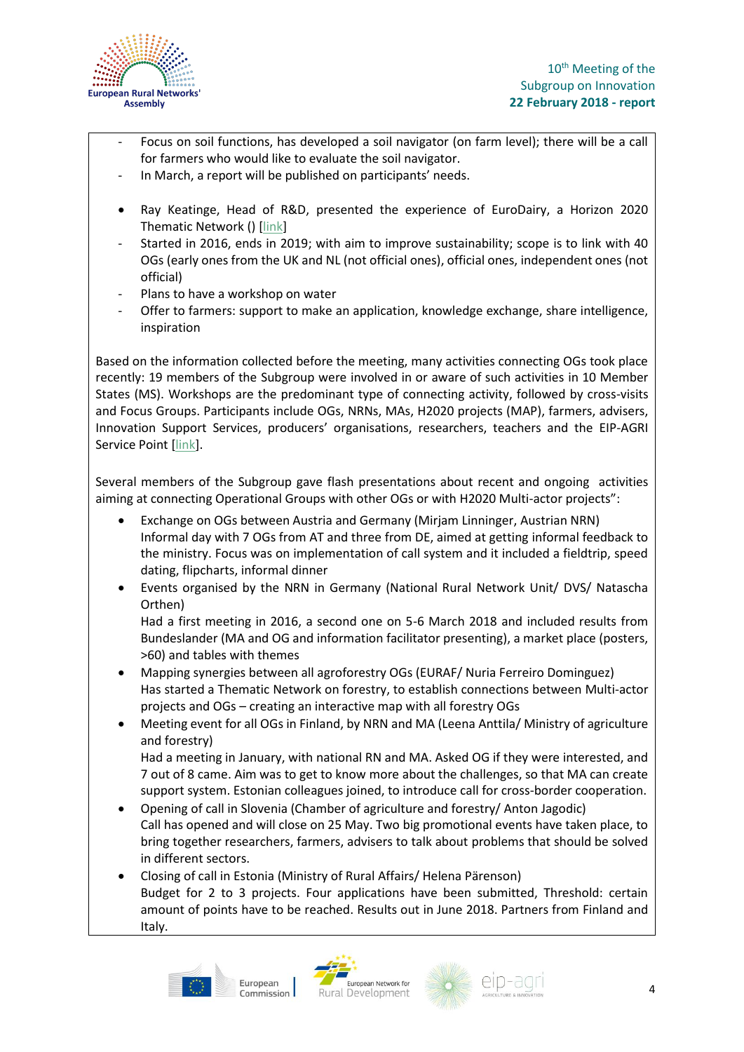- Focus on soil functions, has developed a soil navigator (on farm level); there will be a call for farmers who would like to evaluate the soil navigator.
- In March, a report will be published on participants' needs.

- Ray Keatinge, Head of R&D, presented the experience of EuroDairy, a Horizon 2020 Thematic Network () [link]
- Started in 2016, ends in 2019; with aim to improve sustainability; scope is to link with 40 OGs (early ones from the UK and NL (not official ones), official ones, independent ones (not official)
- Plans to have a workshop on water
- Offer to farmers: support to make an application, knowledge exchange, share intelligence, inspiration

Based on the information collected before the meeting, many activities connecting OGs took place recently: 19 members of the Subgroup were involved in or aware of such activities in 10 Member States (MS). Workshops are the predominant type of connecting activity, followed by cross-visits and Focus Groups. Participants include OGs, NRNs, MAs, H2020 projects (MAP), farmers, advisers, Innovation Support Services, producers' organisations, researchers, teachers and the EIP-AGRI Service Point [link].

Several members of the Subgroup gave flash presentations about recent and ongoing activities aiming at connecting Operational Groups with other OGs or with H2020 Multi-actor projects":

- Exchange on OGs between Austria and Germany (Mirjam Linninger, Austrian NRN)
  Informal day with 7 OGs from AT and three from DE, aimed at getting informal feedback to the ministry. Focus was on implementation of call system and it included a fieldtrip, speed dating, flipcharts, informal dinner
- Events organised by the NRN in Germany (National Rural Network Unit/ DVS/ Natascha Orthen)
  Had a first meeting in 2016, a second one on 5-6 March 2018 and included results from Bundeslander (MA and OG and information facilitator presenting), a market place (posters, >60) and tables with themes
- Mapping synergies between all agroforestry OGs (EURAF/ Nuria Ferreiro Dominguez)
  Has started a Thematic Network on forestry, to establish connections between Multi-actor projects and OGs – creating an interactive map with all forestry OGs
- Meeting event for all OGs in Finland, by NRN and MA (Leena Anttila/ Ministry of agriculture and forestry)
  Had a meeting in January, with national RN and MA. Asked OG if they were interested, and 7 out of 8 came. Aim was to get to know more about the challenges, so that MA can create support system. Estonian colleagues joined, to introduce call for cross-border cooperation.
- Opening of call in Slovenia (Chamber of agriculture and forestry/ Anton Jagodic)
  Call has opened and will close on 25 May. Two big promotional events have taken place, to bring together researchers, farmers, advisers to talk about problems that should be solved in different sectors.
- Closing of call in Estonia (Ministry of Rural Affairs/ Helena Pärenson)
  Budget for 2 to 3 projects. Four applications have been submitted, Threshold: certain amount of points have to be reached. Results out in June 2018. Partners from Finland and Italy.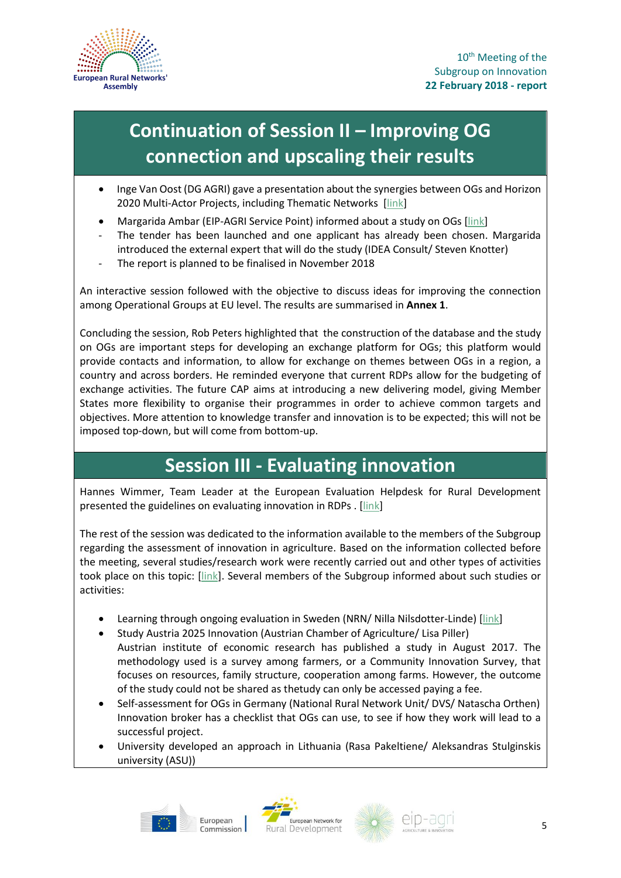## Continuation of Session II – Improving OG connection and upscaling their results

- Inge Van Oost (DG AGRI) gave a presentation about the synergies between OGs and Horizon 2020 Multi-Actor Projects, including Thematic Networks [link]
- Margarida Ambar (EIP-AGRI Service Point) informed about a study on OGs [link]
  - The tender has been launched and one applicant has already been chosen. Margarida introduced the external expert that will do the study (IDEA Consult/ Steven Knotter)
  - The report is planned to be finalised in November 2018

An interactive session followed with the objective to discuss ideas for improving the connection among Operational Groups at EU level. The results are summarised in **Annex 1**.

Concluding the session, Rob Peters highlighted that the construction of the database and the study on OGs are important steps for developing an exchange platform for OGs; this platform would provide contacts and information, to allow for exchange on themes between OGs in a region, a country and across borders. He reminded everyone that current RDPs allow for the budgeting of exchange activities. The future CAP aims at introducing a new delivering model, giving Member States more flexibility to organise their programmes in order to achieve common targets and objectives. More attention to knowledge transfer and innovation is to be expected; this will not be imposed top-down, but will come from bottom-up.

## Session III - Evaluating innovation

Hannes Wimmer, Team Leader at the European Evaluation Helpdesk for Rural Development presented the guidelines on evaluating innovation in RDPs . [link]

The rest of the session was dedicated to the information available to the members of the Subgroup regarding the assessment of innovation in agriculture. Based on the information collected before the meeting, several studies/research work were recently carried out and other types of activities took place on this topic: [link]. Several members of the Subgroup informed about such studies or activities:

- Learning through ongoing evaluation in Sweden (NRN/ Nilla Nilsdotter-Linde) [link]
- Study Austria 2025 Innovation (Austrian Chamber of Agriculture/ Lisa Piller)
  Austrian institute of economic research has published a study in August 2017. The methodology used is a survey among farmers, or a Community Innovation Survey, that focuses on resources, family structure, cooperation among farms. However, the outcome of the study could not be shared as thetudy can only be accessed paying a fee.
- Self-assessment for OGs in Germany (National Rural Network Unit/ DVS/ Natascha Orthen)
  Innovation broker has a checklist that OGs can use, to see if how they work will lead to a successful project.
- University developed an approach in Lithuania (Rasa Pakeltiene/ Aleksandras Stulginskis university (ASU))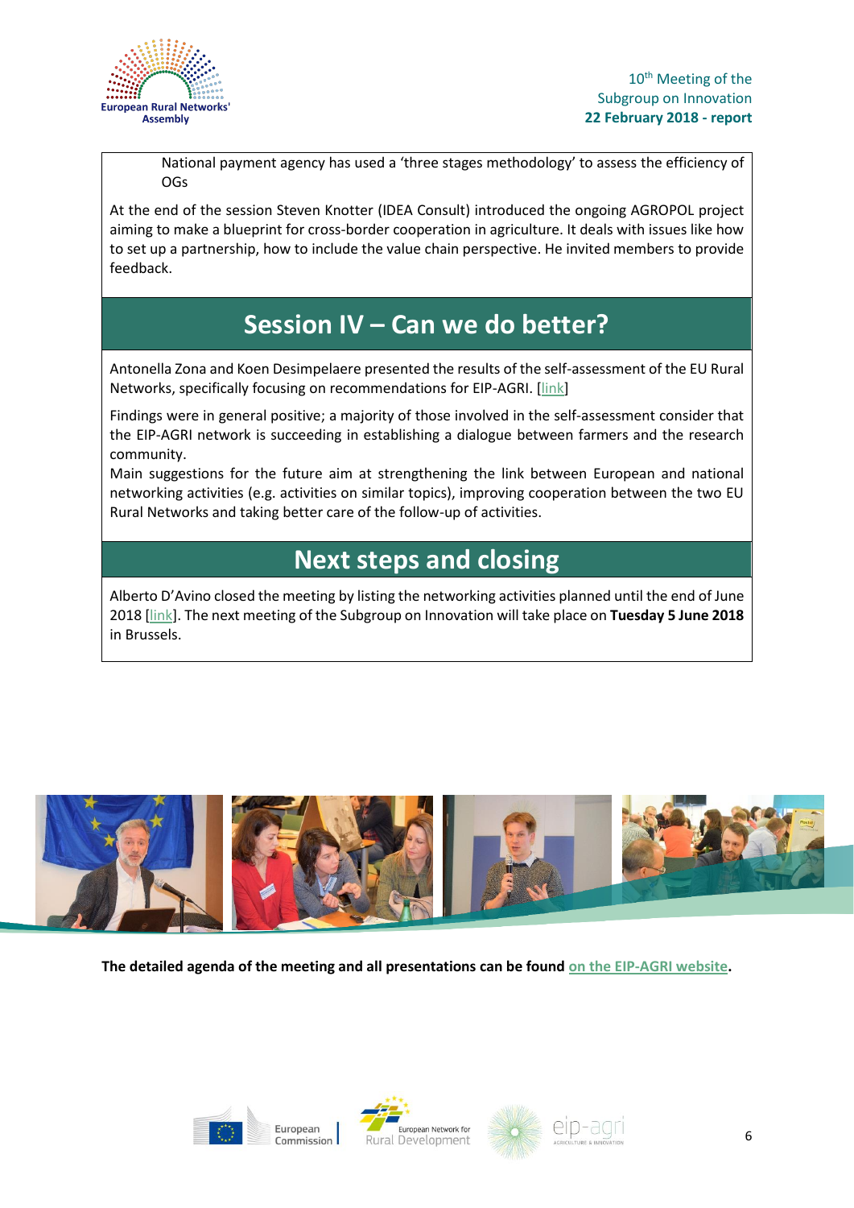National payment agency has used a 'three stages methodology' to assess the efficiency of OGs

At the end of the session Steven Knotter (IDEA Consult) introduced the ongoing AGROPOL project aiming to make a blueprint for cross-border cooperation in agriculture. It deals with issues like how to set up a partnership, how to include the value chain perspective. He invited members to provide feedback.

## Session IV – Can we do better?

Antonella Zona and Koen Desimpelaere presented the results of the self-assessment of the EU Rural Networks, specifically focusing on recommendations for EIP-AGRI. [link]

Findings were in general positive; a majority of those involved in the self-assessment consider that the EIP-AGRI network is succeeding in establishing a dialogue between farmers and the research community.
Main suggestions for the future aim at strengthening the link between European and national networking activities (e.g. activities on similar topics), improving cooperation between the two EU Rural Networks and taking better care of the follow-up of activities.

## Next steps and closing

Alberto D'Avino closed the meeting by listing the networking activities planned until the end of June 2018 [link]. The next meeting of the Subgroup on Innovation will take place on **Tuesday 5 June 2018** in Brussels.

**The detailed agenda of the meeting and all presentations can be found on the EIP-AGRI website.**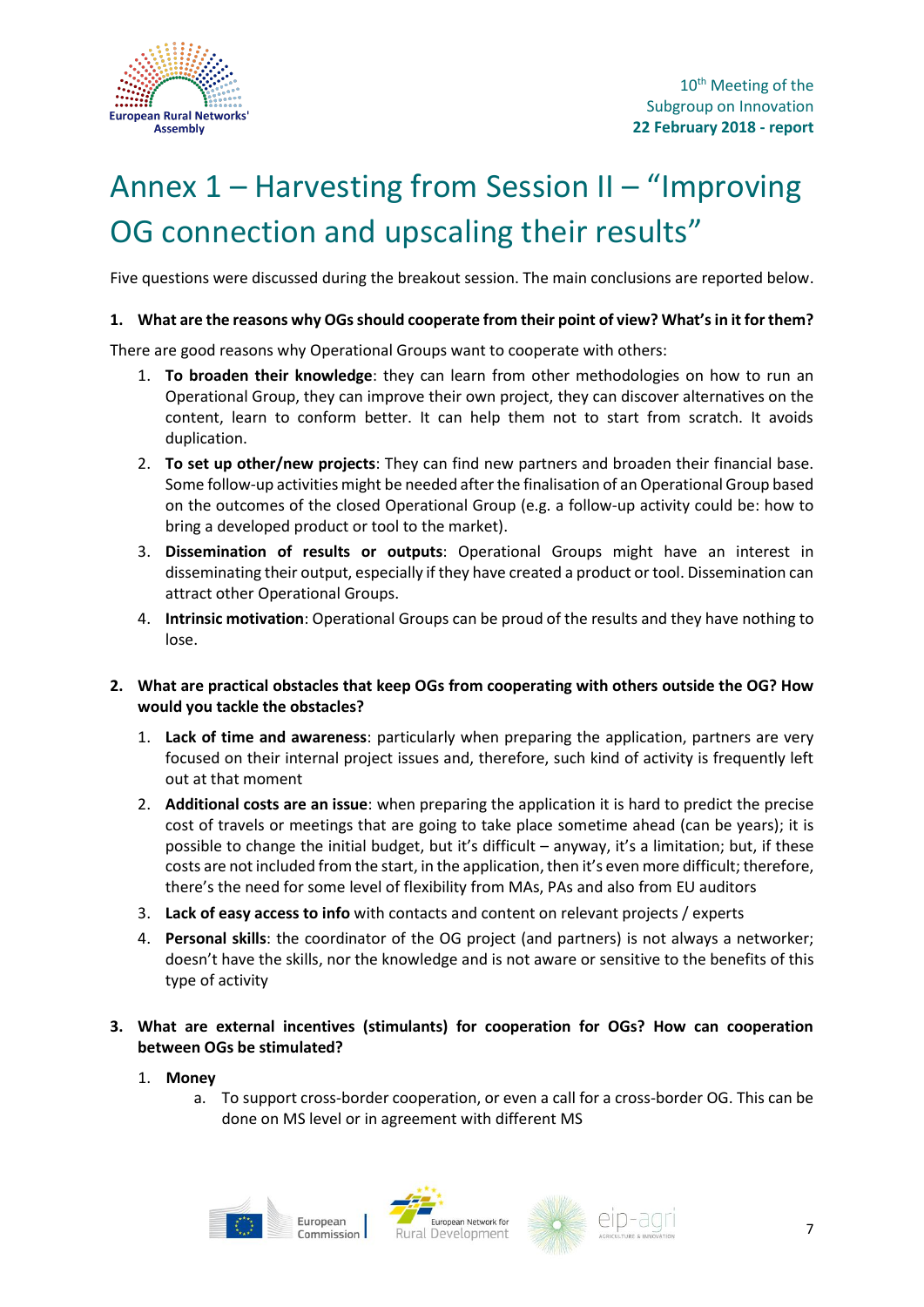# Annex 1 – Harvesting from Session II – "Improving OG connection and upscaling their results"

Five questions were discussed during the breakout session. The main conclusions are reported below.

**1. What are the reasons why OGs should cooperate from their point of view? What's in it for them?**

There are good reasons why Operational Groups want to cooperate with others:

1. **To broaden their knowledge**: they can learn from other methodologies on how to run an Operational Group, they can improve their own project, they can discover alternatives on the content, learn to conform better. It can help them not to start from scratch. It avoids duplication.
2. **To set up other/new projects**: They can find new partners and broaden their financial base. Some follow-up activities might be needed after the finalisation of an Operational Group based on the outcomes of the closed Operational Group (e.g. a follow-up activity could be: how to bring a developed product or tool to the market).
3. **Dissemination of results or outputs**: Operational Groups might have an interest in disseminating their output, especially if they have created a product or tool. Dissemination can attract other Operational Groups.
4. **Intrinsic motivation**: Operational Groups can be proud of the results and they have nothing to lose.

**2. What are practical obstacles that keep OGs from cooperating with others outside the OG? How would you tackle the obstacles?**

1. **Lack of time and awareness**: particularly when preparing the application, partners are very focused on their internal project issues and, therefore, such kind of activity is frequently left out at that moment
2. **Additional costs are an issue**: when preparing the application it is hard to predict the precise cost of travels or meetings that are going to take place sometime ahead (can be years); it is possible to change the initial budget, but it's difficult – anyway, it's a limitation; but, if these costs are not included from the start, in the application, then it's even more difficult; therefore, there's the need for some level of flexibility from MAs, PAs and also from EU auditors
3. **Lack of easy access to info** with contacts and content on relevant projects / experts
4. **Personal skills**: the coordinator of the OG project (and partners) is not always a networker; doesn't have the skills, nor the knowledge and is not aware or sensitive to the benefits of this type of activity

**3. What are external incentives (stimulants) for cooperation for OGs? How can cooperation between OGs be stimulated?**

1. **Money**
    a. To support cross-border cooperation, or even a call for a cross-border OG. This can be done on MS level or in agreement with different MS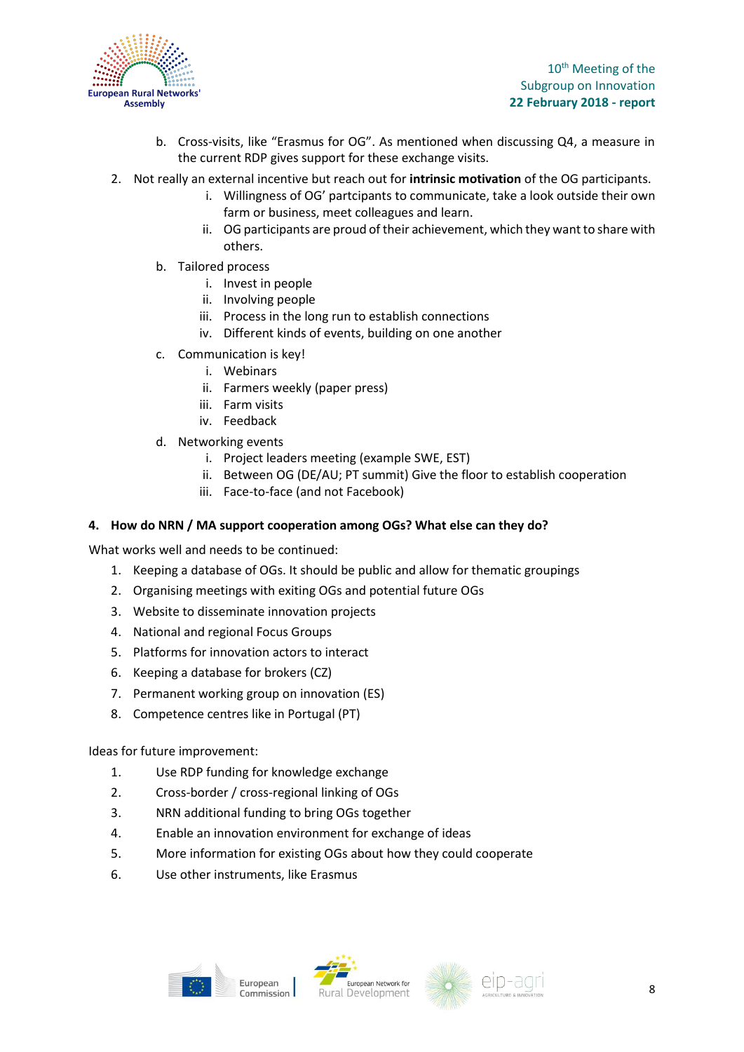b. Cross-visits, like "Erasmus for OG". As mentioned when discussing Q4, a measure in the current RDP gives support for these exchange visits.

2. Not really an external incentive but reach out for **intrinsic motivation** of the OG participants.
      i. Willingness of OG' partcipants to communicate, take a look outside their own farm or business, meet colleagues and learn.
      ii. OG participants are proud of their achievement, which they want to share with others.
   b. Tailored process
      i. Invest in people
      ii. Involving people
      iii. Process in the long run to establish connections
      iv. Different kinds of events, building on one another
   c. Communication is key!
      i. Webinars
      ii. Farmers weekly (paper press)
      iii. Farm visits
      iv. Feedback
   d. Networking events
      i. Project leaders meeting (example SWE, EST)
      ii. Between OG (DE/AU; PT summit) Give the floor to establish cooperation
      iii. Face-to-face (and not Facebook)

#### 4. How do NRN / MA support cooperation among OGs? What else can they do?

What works well and needs to be continued:

1. Keeping a database of OGs. It should be public and allow for thematic groupings
2. Organising meetings with exiting OGs and potential future OGs
3. Website to disseminate innovation projects
4. National and regional Focus Groups
5. Platforms for innovation actors to interact
6. Keeping a database for brokers (CZ)
7. Permanent working group on innovation (ES)
8. Competence centres like in Portugal (PT)

Ideas for future improvement:

1. Use RDP funding for knowledge exchange
2. Cross-border / cross-regional linking of OGs
3. NRN additional funding to bring OGs together
4. Enable an innovation environment for exchange of ideas
5. More information for existing OGs about how they could cooperate
6. Use other instruments, like Erasmus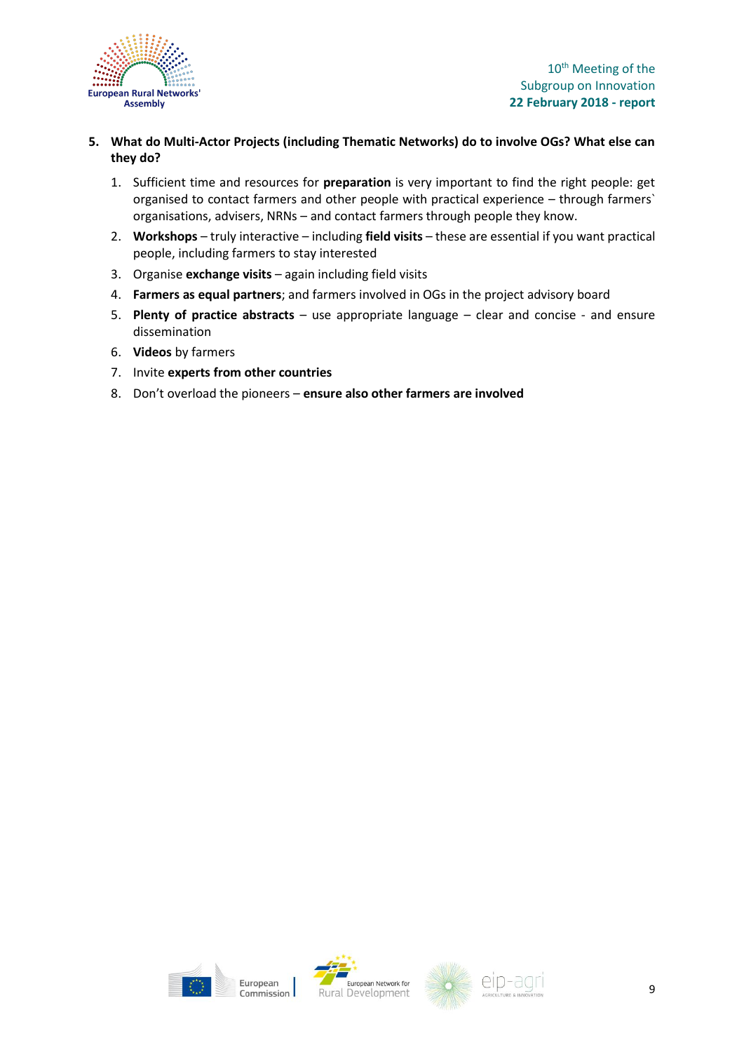5. **What do Multi-Actor Projects (including Thematic Networks) do to involve OGs? What else can they do?**

   1. Sufficient time and resources for **preparation** is very important to find the right people: get organised to contact farmers and other people with practical experience – through farmers` organisations, advisers, NRNs – and contact farmers through people they know.
   2. **Workshops** – truly interactive – including **field visits** – these are essential if you want practical people, including farmers to stay interested
   3. Organise **exchange visits** – again including field visits
   4. **Farmers as equal partners**; and farmers involved in OGs in the project advisory board
   5. **Plenty of practice abstracts** – use appropriate language – clear and concise - and ensure dissemination
   6. **Videos** by farmers
   7. Invite **experts from other countries**
   8. Don't overload the pioneers – **ensure also other farmers are involved**